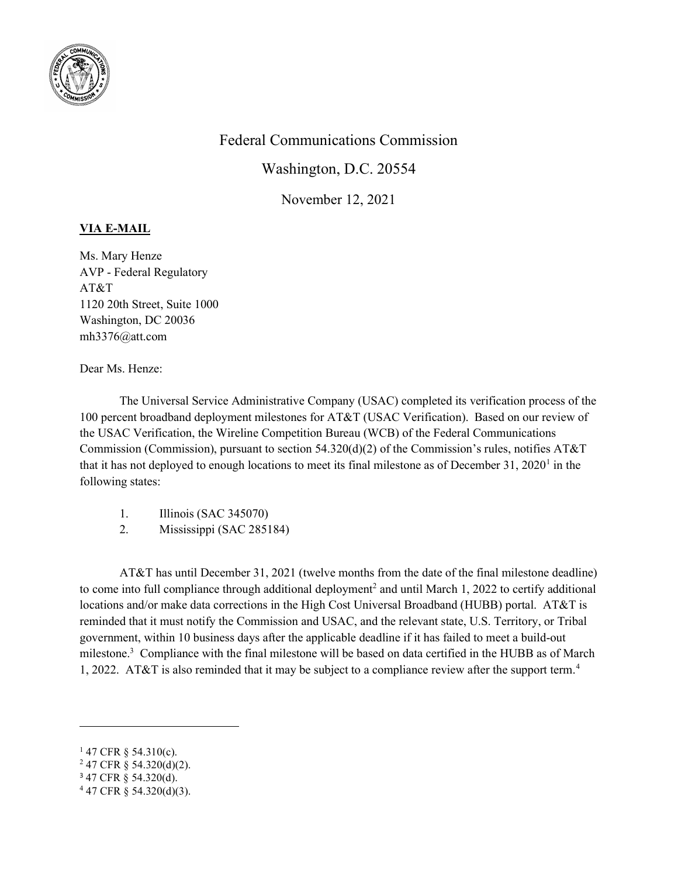Federal Communications Commission

Washington, D.C. 20554

November 12, 2021

**VIA E-MAIL**

Ms. Mary Henze
AVP - Federal Regulatory
AT&T
1120 20th Street, Suite 1000
Washington, DC 20036
mh3376@att.com

Dear Ms. Henze:

The Universal Service Administrative Company (USAC) completed its verification process of the 100 percent broadband deployment milestones for AT&T (USAC Verification). Based on our review of the USAC Verification, the Wireline Competition Bureau (WCB) of the Federal Communications Commission (Commission), pursuant to section 54.320(d)(2) of the Commission's rules, notifies AT&T that it has not deployed to enough locations to meet its final milestone as of December 31, 2020[1] in the following states:

1. Illinois (SAC 345070)
2. Mississippi (SAC 285184)

AT&T has until December 31, 2021 (twelve months from the date of the final milestone deadline) to come into full compliance through additional deployment[2] and until March 1, 2022 to certify additional locations and/or make data corrections in the High Cost Universal Broadband (HUBB) portal. AT&T is reminded that it must notify the Commission and USAC, and the relevant state, U.S. Territory, or Tribal government, within 10 business days after the applicable deadline if it has failed to meet a build-out milestone.[3] Compliance with the final milestone will be based on data certified in the HUBB as of March 1, 2022. AT&T is also reminded that it may be subject to a compliance review after the support term.[4]

---

[1] 47 CFR § 54.310(c).
[2] 47 CFR § 54.320(d)(2).
[3] 47 CFR § 54.320(d).
[4] 47 CFR § 54.320(d)(3).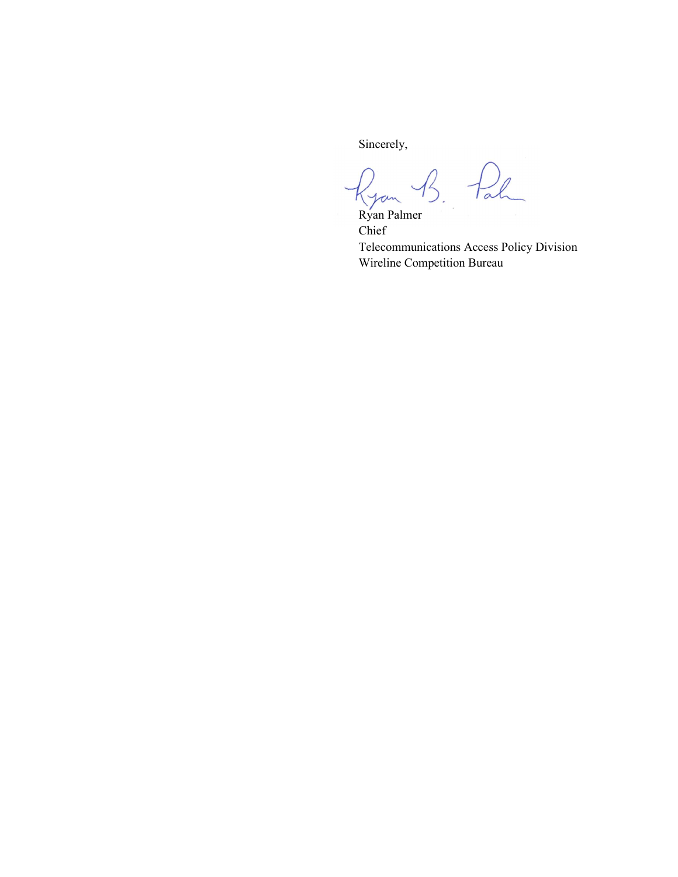Sincerely,

Ryan Palmer
Chief
Telecommunications Access Policy Division
Wireline Competition Bureau